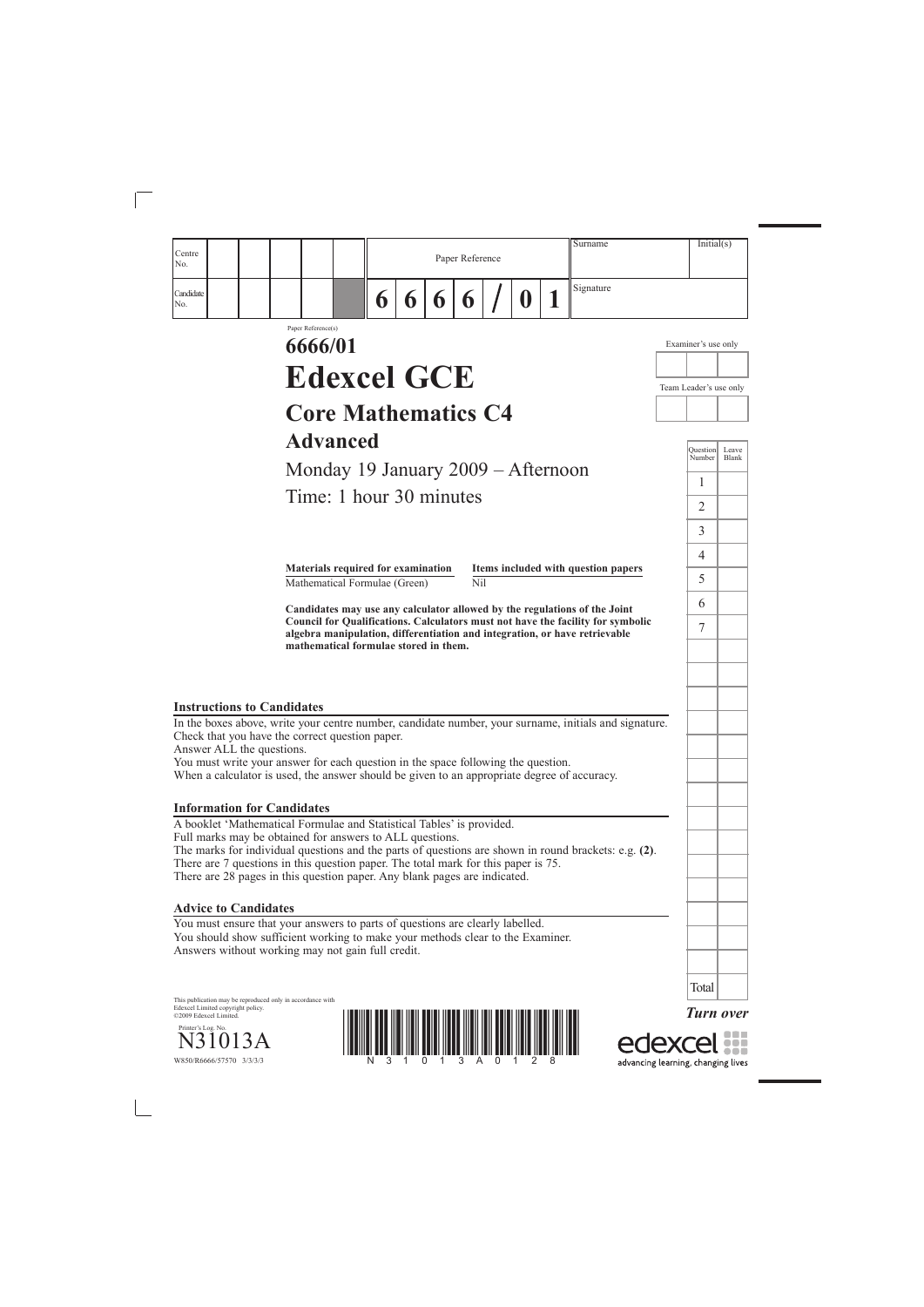| Centre No. | | | | | | Paper Reference | | | | | | | Surname | Initial(s) |
|---|---|---|---|---|---|---|---|---|---|---|---|---|---|---|
| Candidate No. | | | | | | 6 | 6 | 6 | 6 | / | 0 | 1 | Signature | |

Paper Reference(s)

# 6666/01

# Edexcel GCE

## Core Mathematics C4

## Advanced

Monday 19 January 2009 – Afternoon

Time: 1 hour 30 minutes

| Materials required for examination | Items included with question papers |
|---|---|
| Mathematical Formulae (Green) | Nil |

**Candidates may use any calculator allowed by the regulations of the Joint Council for Qualifications. Calculators must not have the facility for symbolic algebra manipulation, differentiation and integration, or have retrievable mathematical formulae stored in them.**

Examiner's use only

Team Leader's use only

| Question Number | Leave Blank |
|---|---|
| 1 | |
| 2 | |
| 3 | |
| 4 | |
| 5 | |
| 6 | |
| 7 | |
| Total | |

### Instructions to Candidates

In the boxes above, write your centre number, candidate number, your surname, initials and signature.
Check that you have the correct question paper.
Answer ALL the questions.
You must write your answer for each question in the space following the question.
When a calculator is used, the answer should be given to an appropriate degree of accuracy.

### Information for Candidates

A booklet 'Mathematical Formulae and Statistical Tables' is provided.
Full marks may be obtained for answers to ALL questions.
The marks for individual questions and the parts of questions are shown in round brackets: e.g. **(2)**.
There are 7 questions in this question paper. The total mark for this paper is 75.
There are 28 pages in this question paper. Any blank pages are indicated.

### Advice to Candidates

You must ensure that your answers to parts of questions are clearly labelled.
You should show sufficient working to make your methods clear to the Examiner.
Answers without working may not gain full credit.

This publication may be reproduced only in accordance with Edexcel Limited copyright policy.
©2009 Edexcel Limited.

Printer's Log. No.
N31013A
W850/R6666/57570 3/3/3/3

*Turn over*

edexcel
advancing learning, changing lives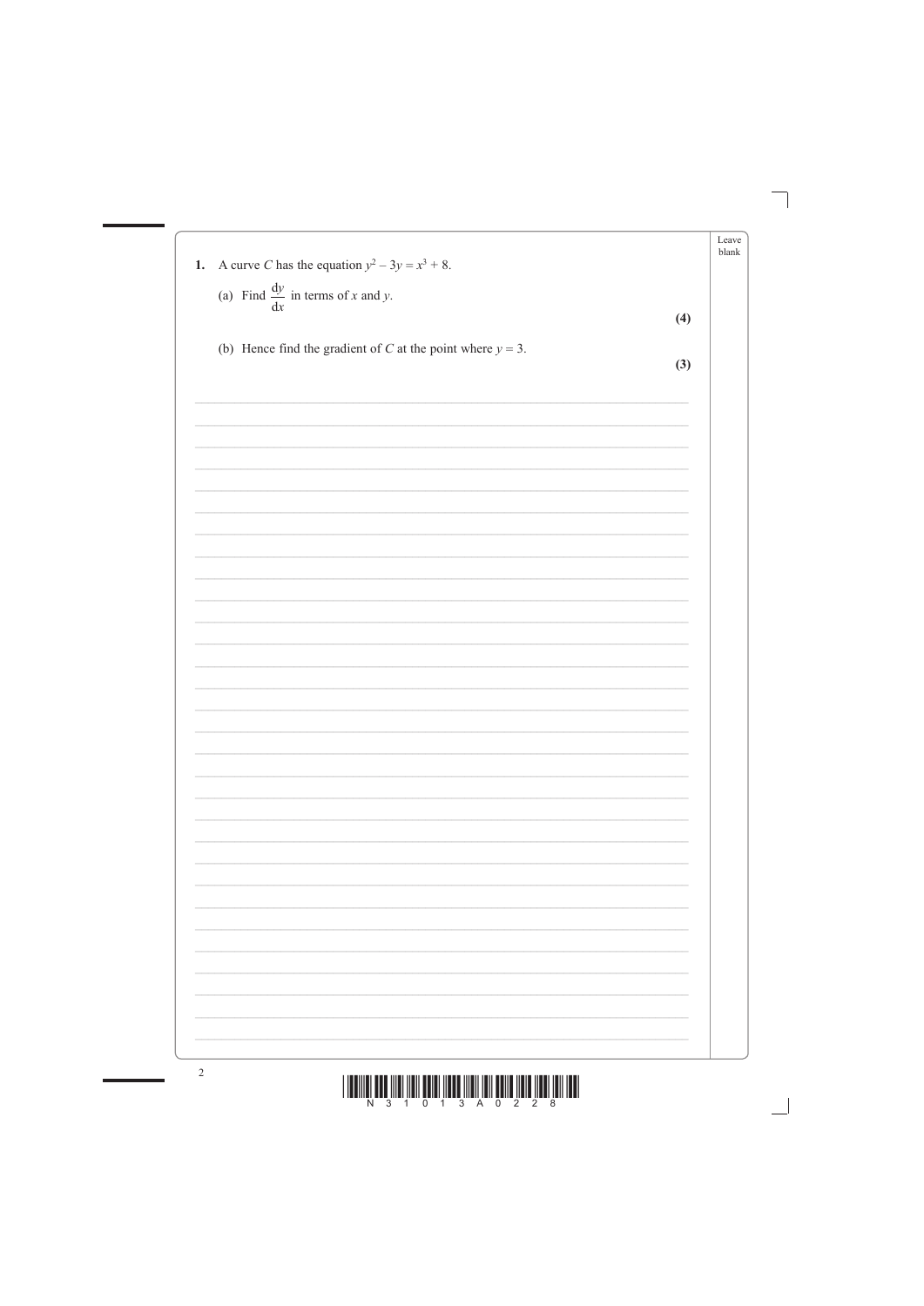**1.** A curve $C$ has the equation $y^2 - 3y = x^3 + 8$.

(a) Find $\frac{dy}{dx}$ in terms of $x$ and $y$.

**(4)**

(b) Hence find the gradient of $C$ at the point where $y = 3$.

**(3)**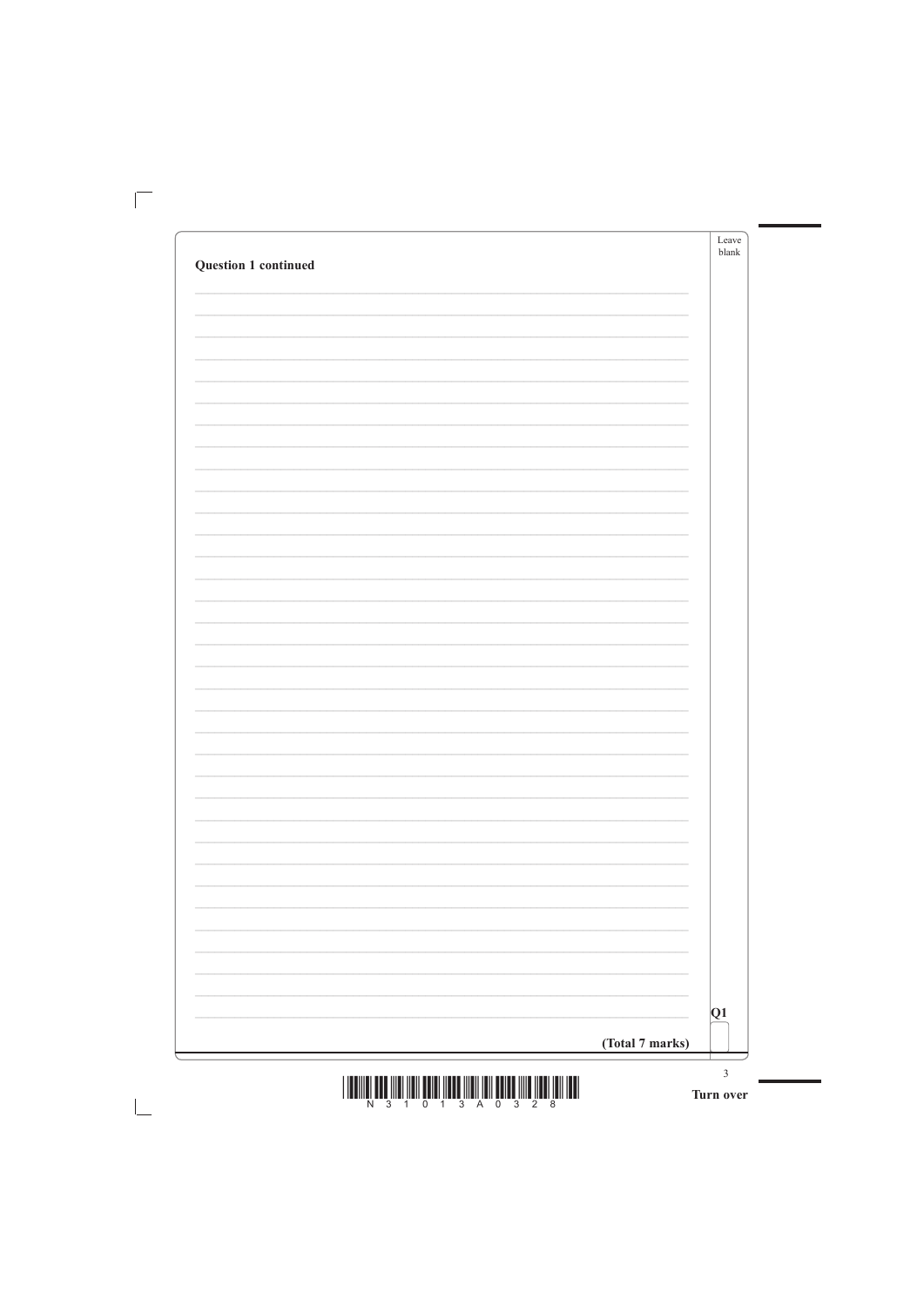**Question 1 continued**

Q1

**(Total 7 marks)**

Turn over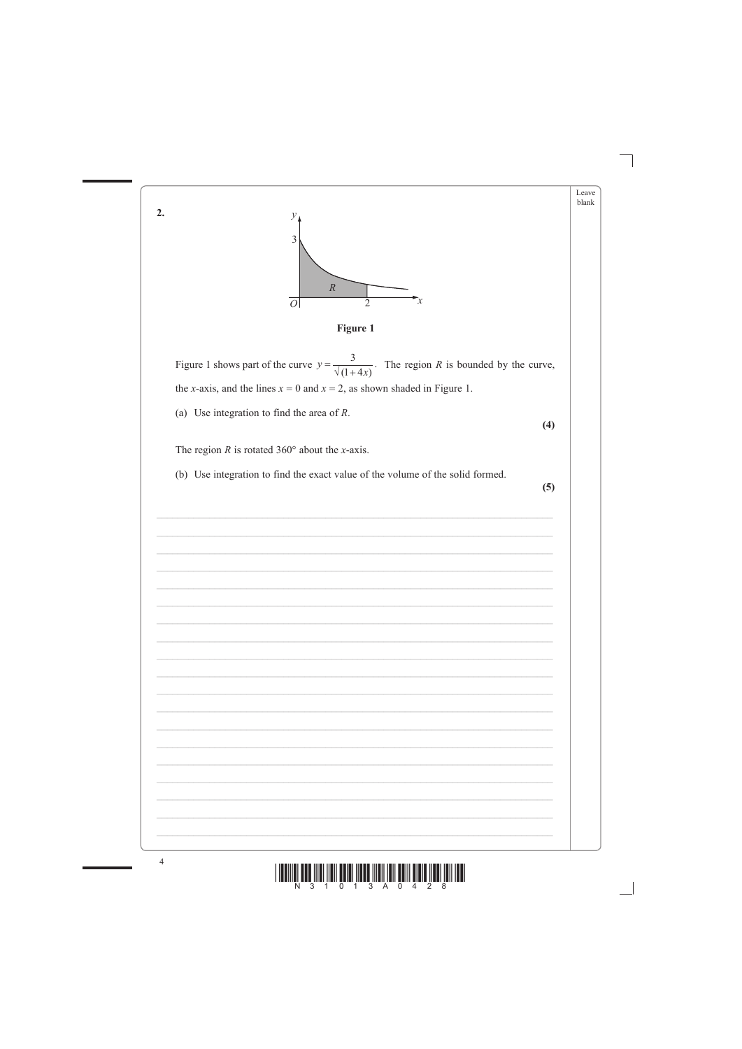**2.**

**Figure 1**

Figure 1 shows part of the curve $y = \dfrac{3}{\sqrt{(1+4x)}}$. The region $R$ is bounded by the curve, the $x$-axis, and the lines $x = 0$ and $x = 2$, as shown shaded in Figure 1.

(a) Use integration to find the area of $R$.

**(4)**

The region $R$ is rotated 360° about the $x$-axis.

(b) Use integration to find the exact value of the volume of the solid formed.

**(5)**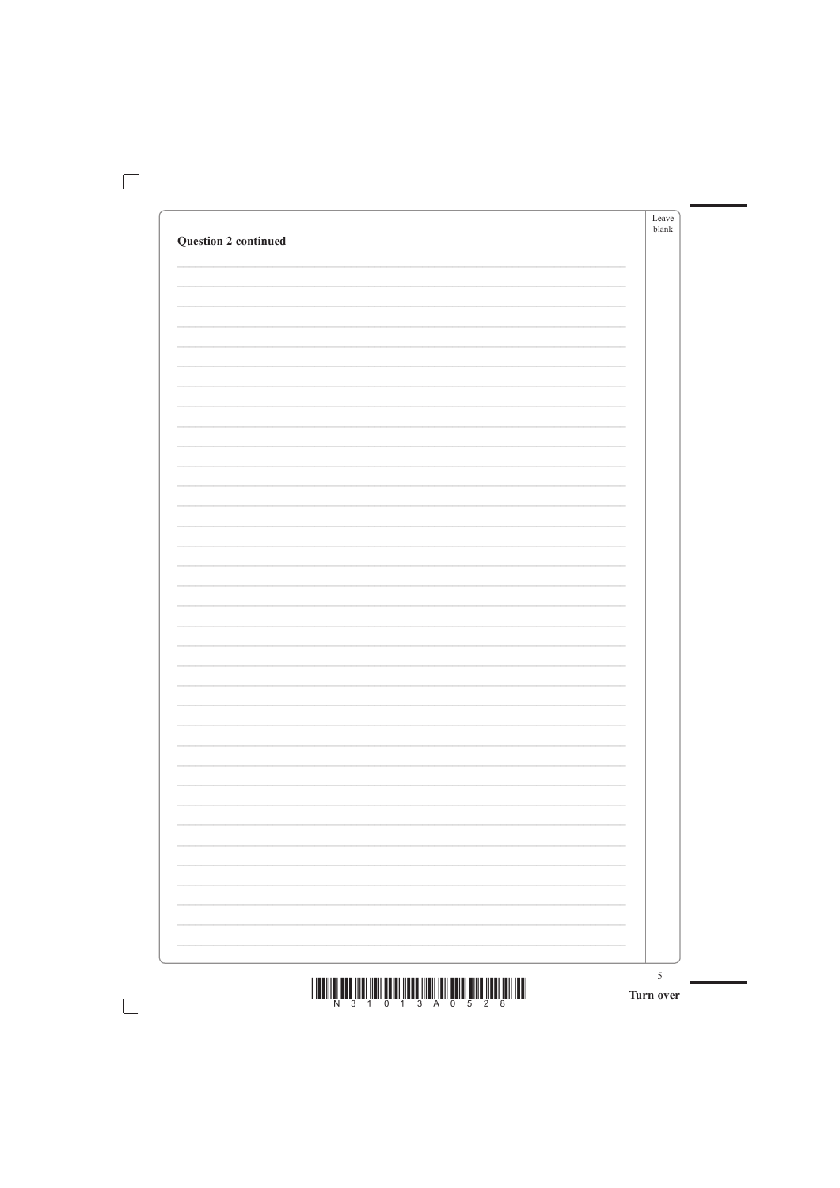**Question 2 continued**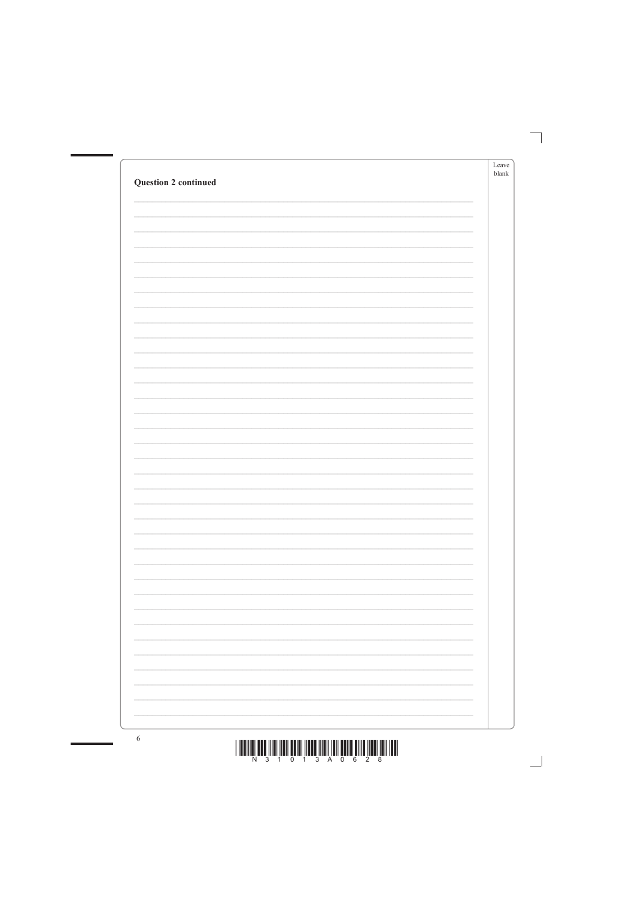**Question 2 continued**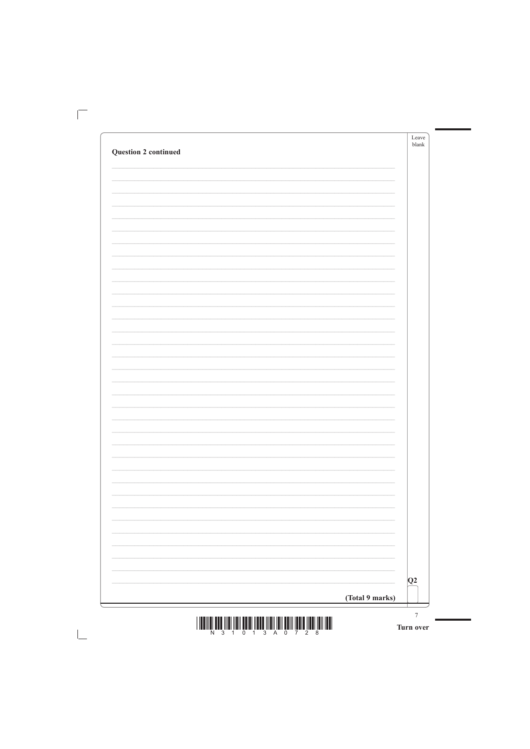**Question 2 continued**

**Q2**

**(Total 9 marks)**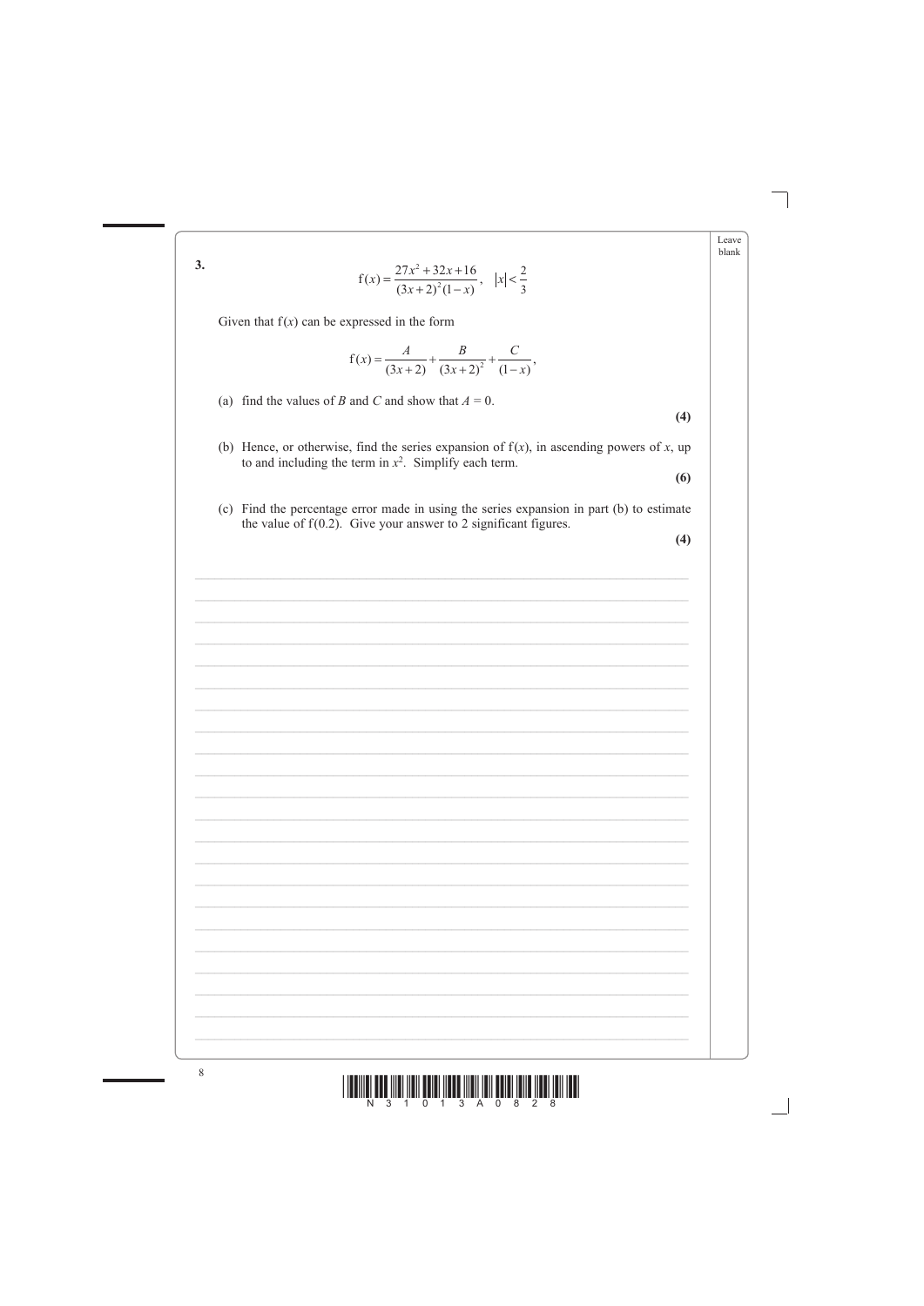**3.**

$$\mathrm{f}(x) = \frac{27x^2 + 32x + 16}{(3x+2)^2(1-x)}, \quad |x| < \frac{2}{3}$$

Given that $\mathrm{f}(x)$ can be expressed in the form

$$\mathrm{f}(x) = \frac{A}{(3x+2)} + \frac{B}{(3x+2)^2} + \frac{C}{(1-x)},$$

(a) find the values of $B$ and $C$ and show that $A = 0$.

**(4)**

(b) Hence, or otherwise, find the series expansion of $\mathrm{f}(x)$, in ascending powers of $x$, up to and including the term in $x^2$. Simplify each term.

**(6)**

(c) Find the percentage error made in using the series expansion in part (b) to estimate the value of $\mathrm{f}(0.2)$. Give your answer to 2 significant figures.

**(4)**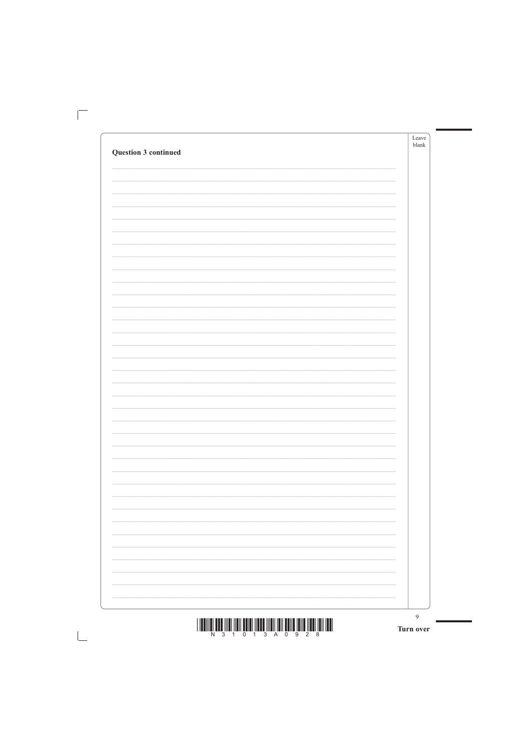**Question 3 continued**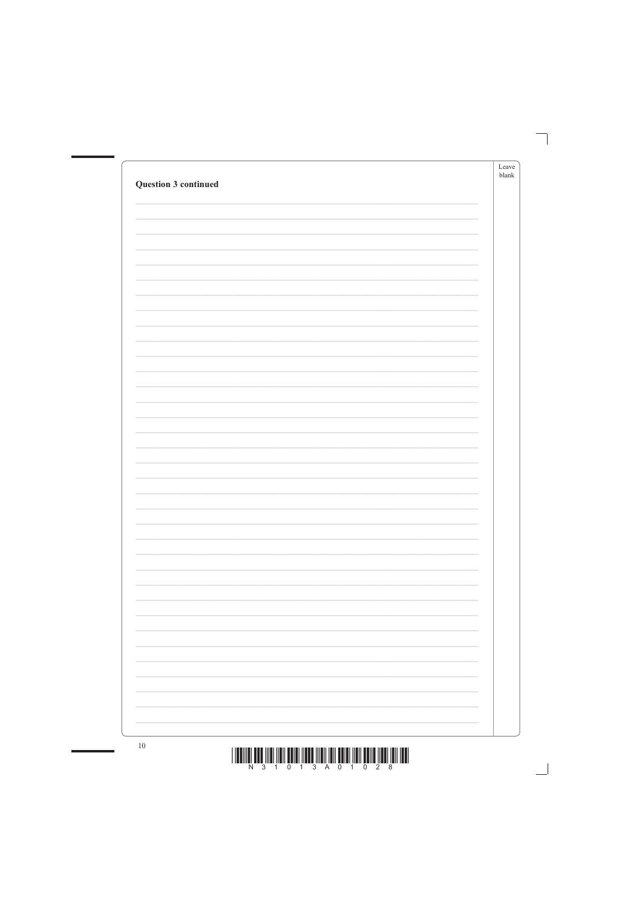**Question 3 continued**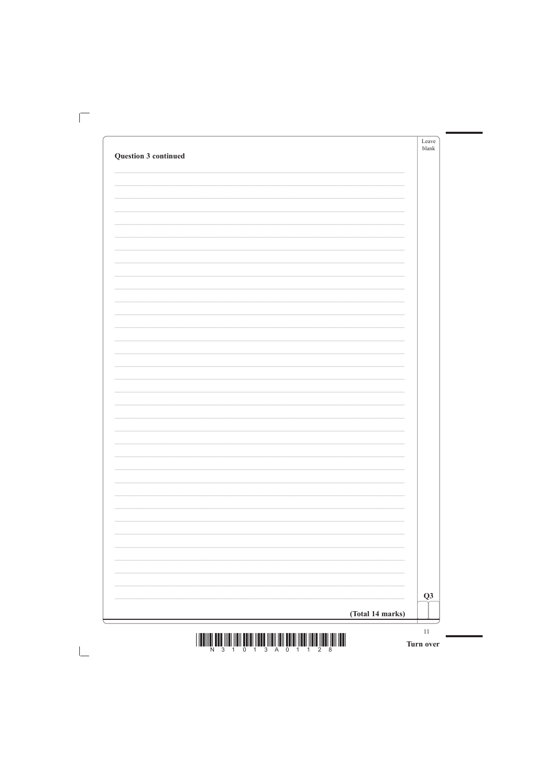**Question 3 continued**

**(Total 14 marks)**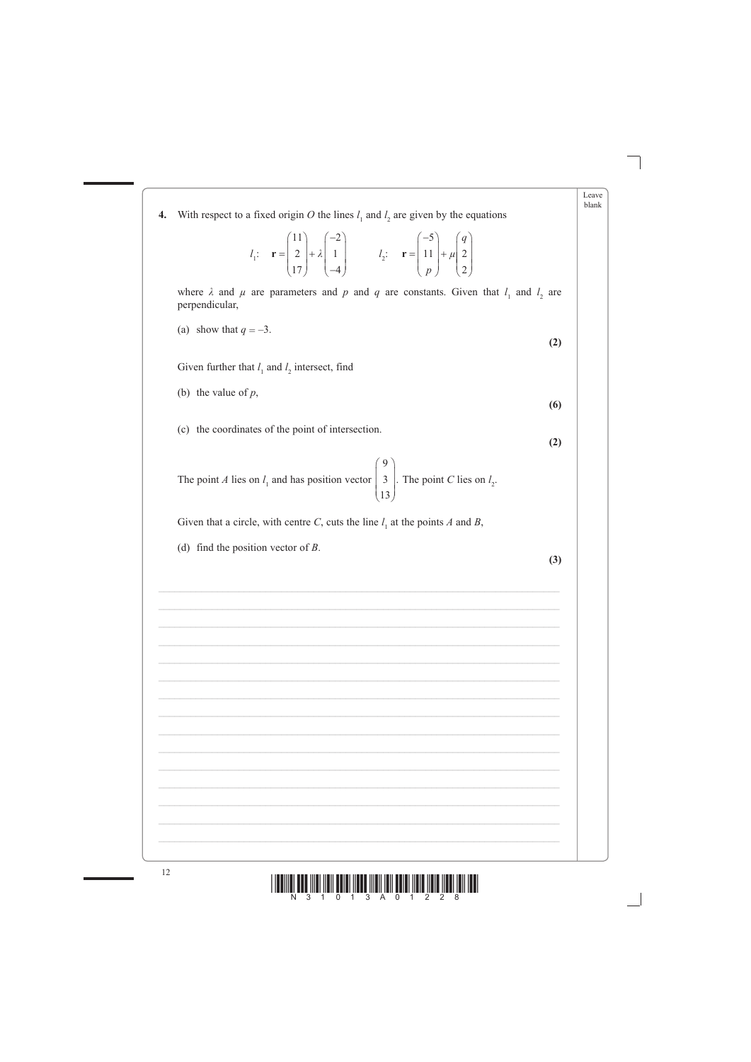**4.** With respect to a fixed origin $O$ the lines $l_1$ and $l_2$ are given by the equations

$$l_1: \quad \mathbf{r} = \begin{pmatrix} 11 \\ 2 \\ 17 \end{pmatrix} + \lambda \begin{pmatrix} -2 \\ 1 \\ -4 \end{pmatrix} \qquad l_2: \quad \mathbf{r} = \begin{pmatrix} -5 \\ 11 \\ p \end{pmatrix} + \mu \begin{pmatrix} q \\ 2 \\ 2 \end{pmatrix}$$

where $\lambda$ and $\mu$ are parameters and $p$ and $q$ are constants. Given that $l_1$ and $l_2$ are perpendicular,

(a) show that $q = -3$.

**(2)**

Given further that $l_1$ and $l_2$ intersect, find

(b) the value of $p$,

**(6)**

(c) the coordinates of the point of intersection.

**(2)**

The point $A$ lies on $l_1$ and has position vector $\begin{pmatrix} 9 \\ 3 \\ 13 \end{pmatrix}$. The point $C$ lies on $l_2$.

Given that a circle, with centre $C$, cuts the line $l_1$ at the points $A$ and $B$,

(d) find the position vector of $B$.

**(3)**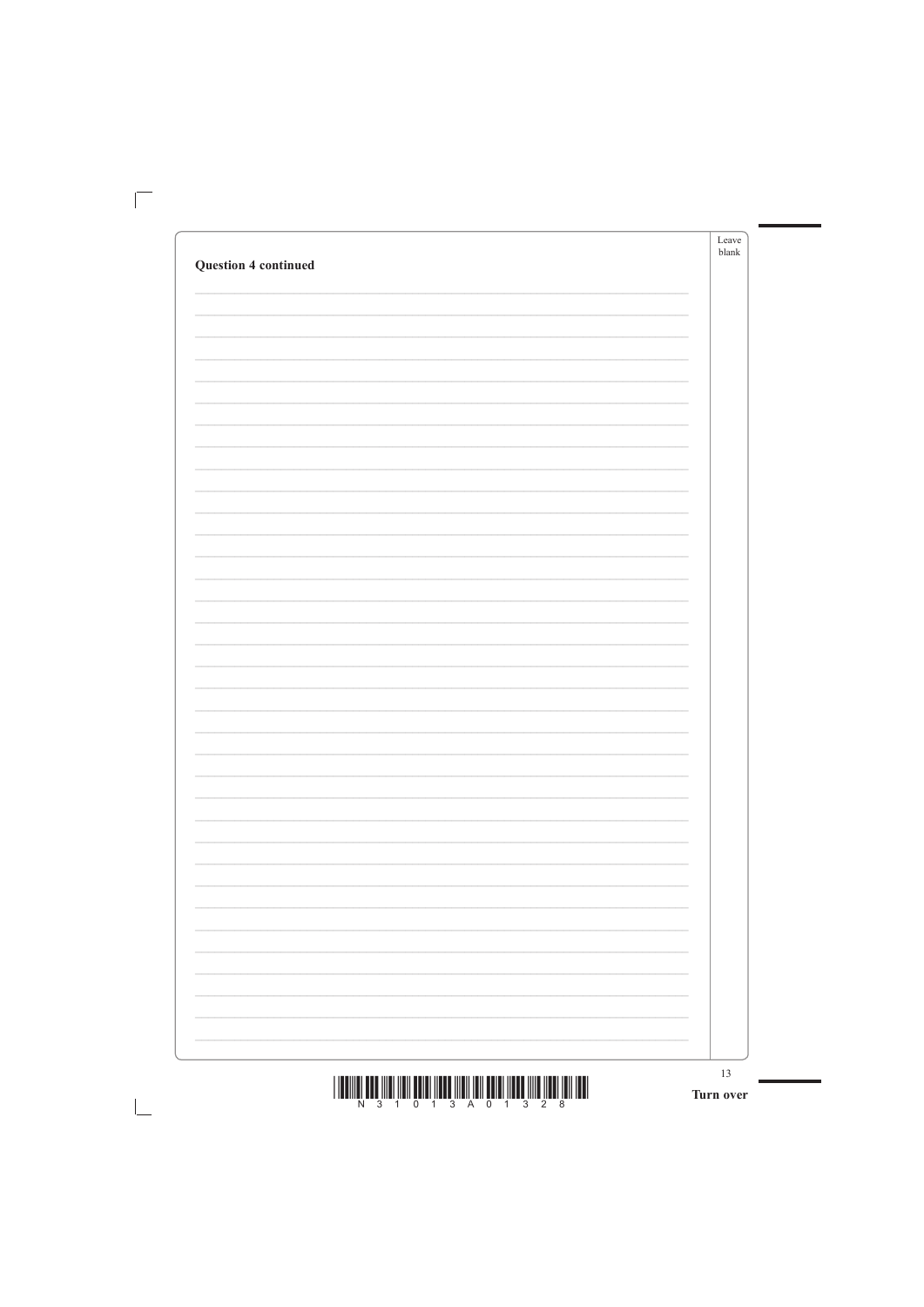**Question 4 continued**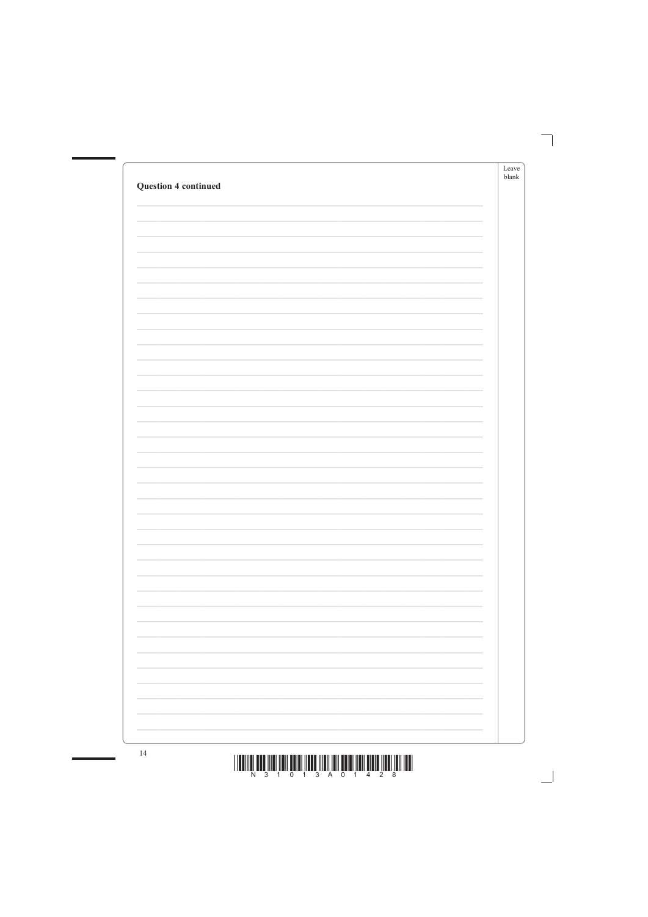**Question 4 continued**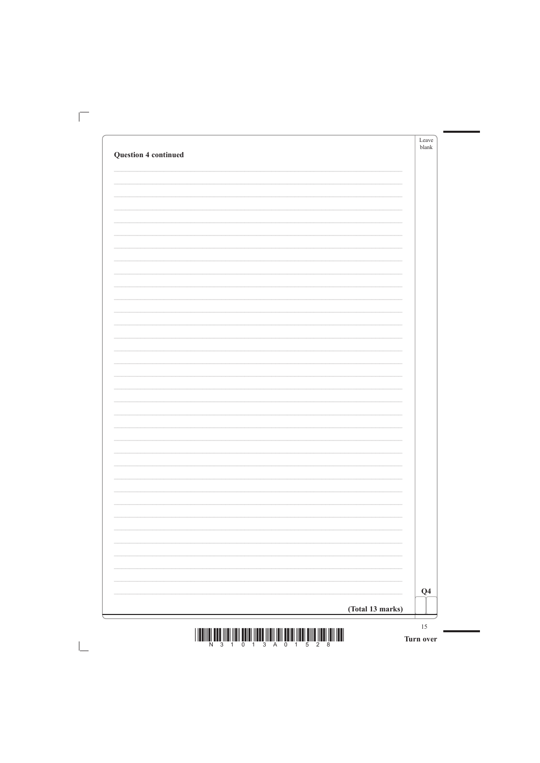**Question 4 continued**

**(Total 13 marks)**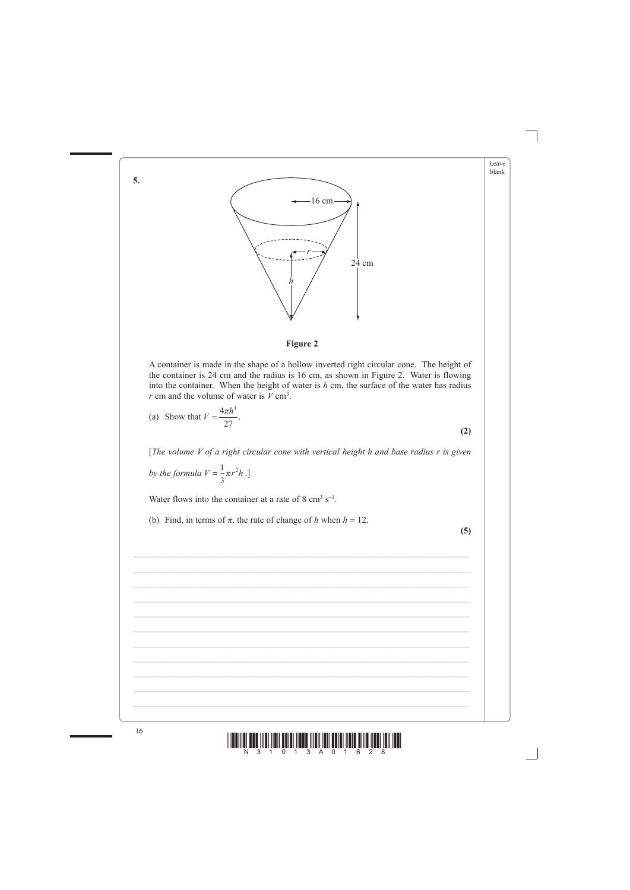**5.**

**Figure 2**

A container is made in the shape of a hollow inverted right circular cone. The height of the container is 24 cm and the radius is 16 cm, as shown in Figure 2. Water is flowing into the container. When the height of water is $h$ cm, the surface of the water has radius $r$ cm and the volume of water is $V$ cm$^3$.

(a) Show that $V = \dfrac{4\pi h^3}{27}$.

**(2)**

[*The volume V of a right circular cone with vertical height h and base radius r is given by the formula* $V = \dfrac{1}{3}\pi r^2 h$ .]

Water flows into the container at a rate of 8 cm$^3$ s$^{-1}$.

(b) Find, in terms of $\pi$, the rate of change of $h$ when $h = 12$.

**(5)**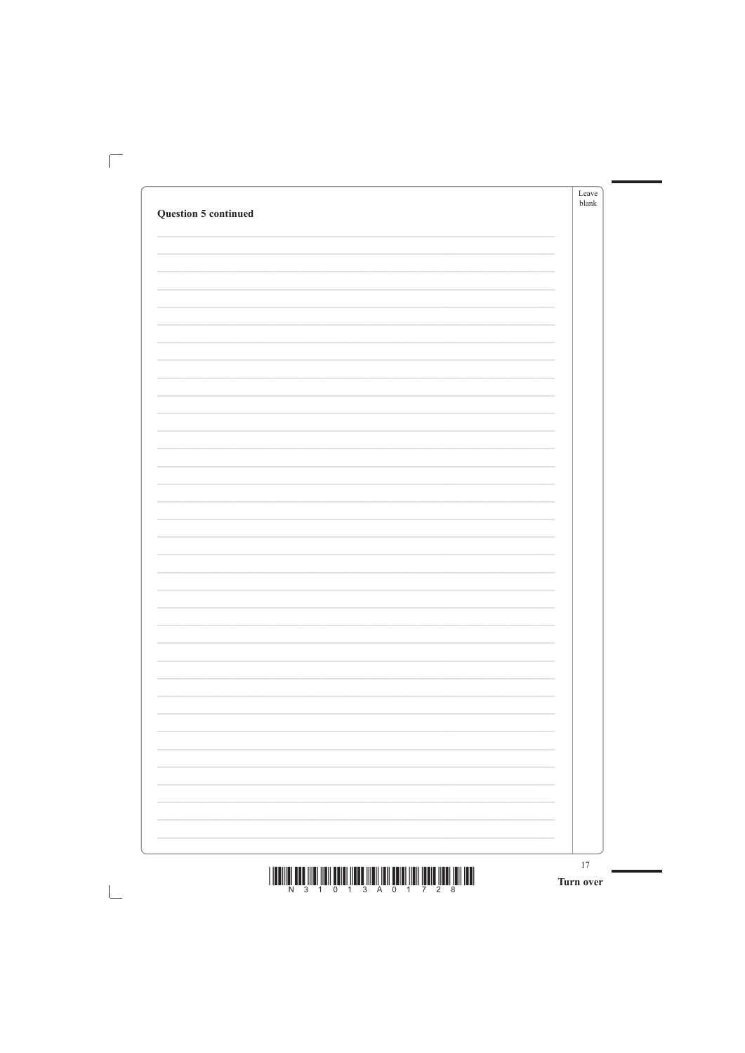**Question 5 continued**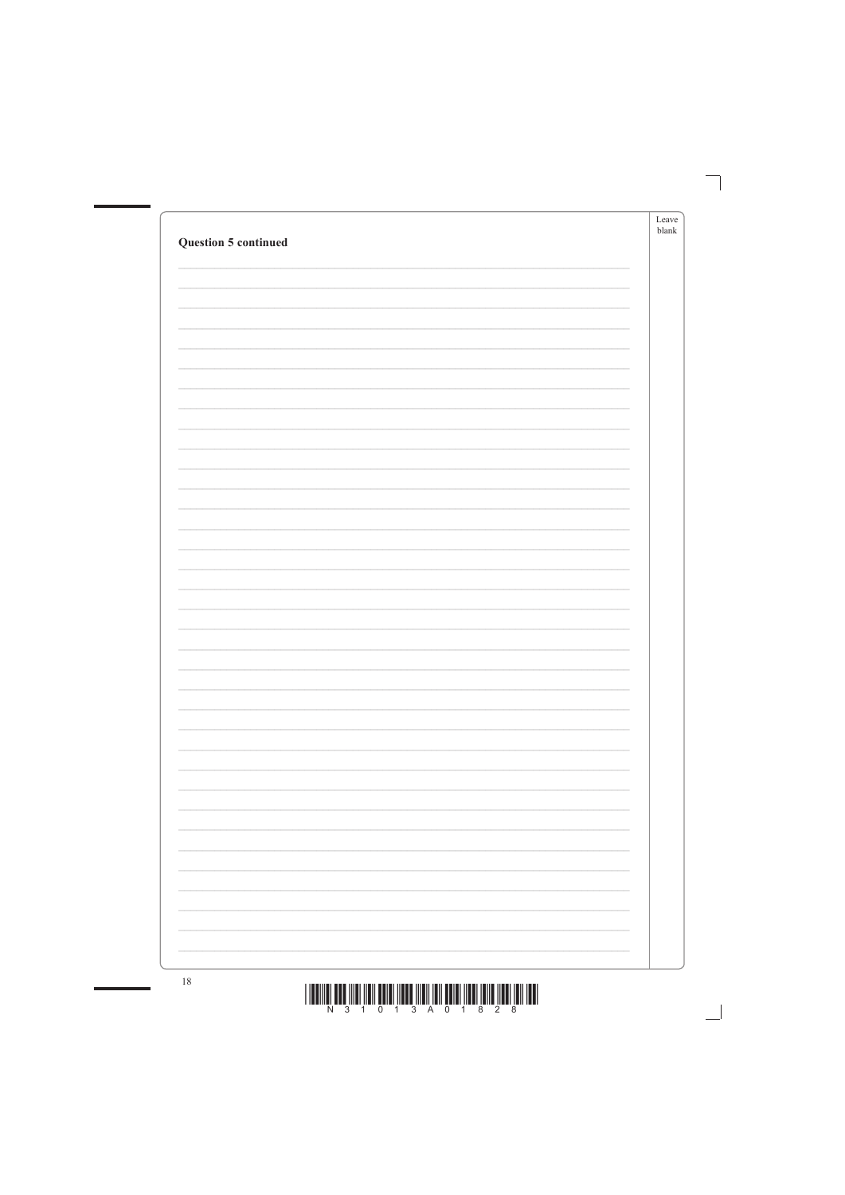**Question 5 continued**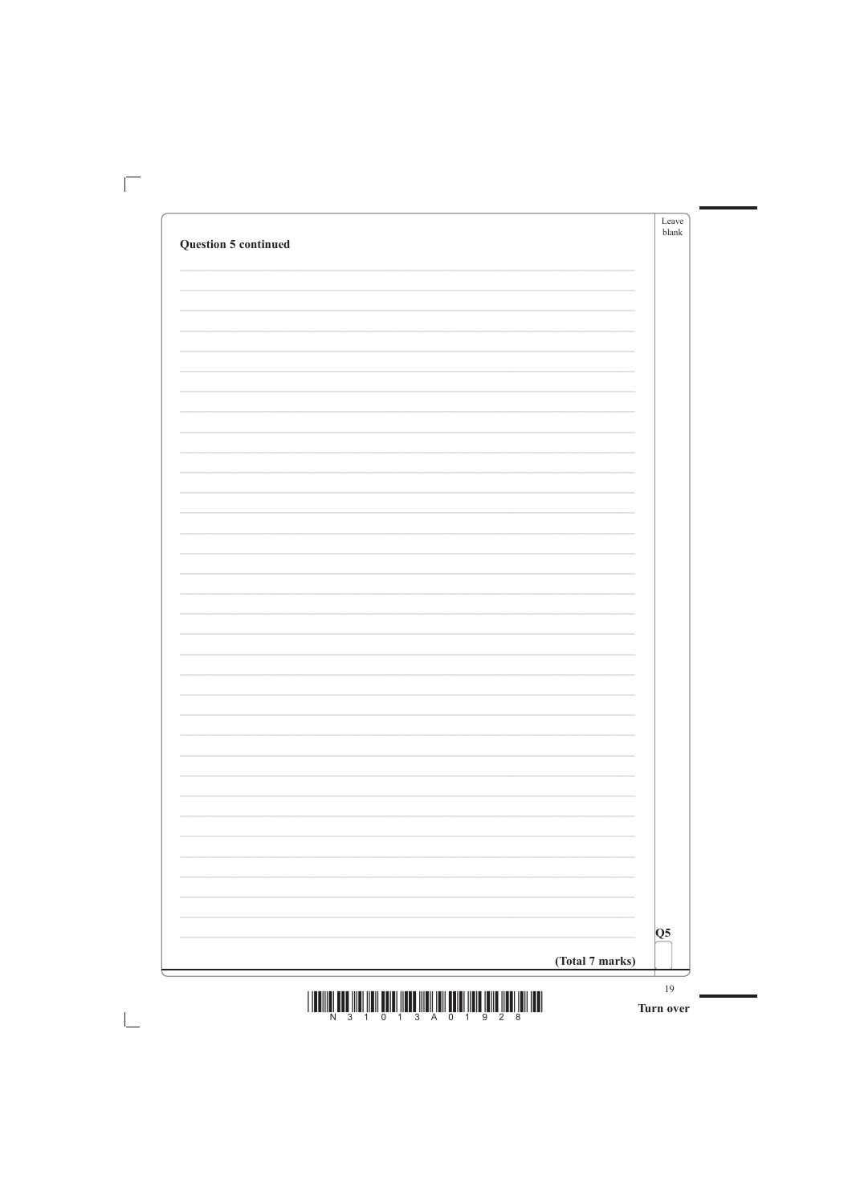**Question 5 continued**

Q5

**(Total 7 marks)**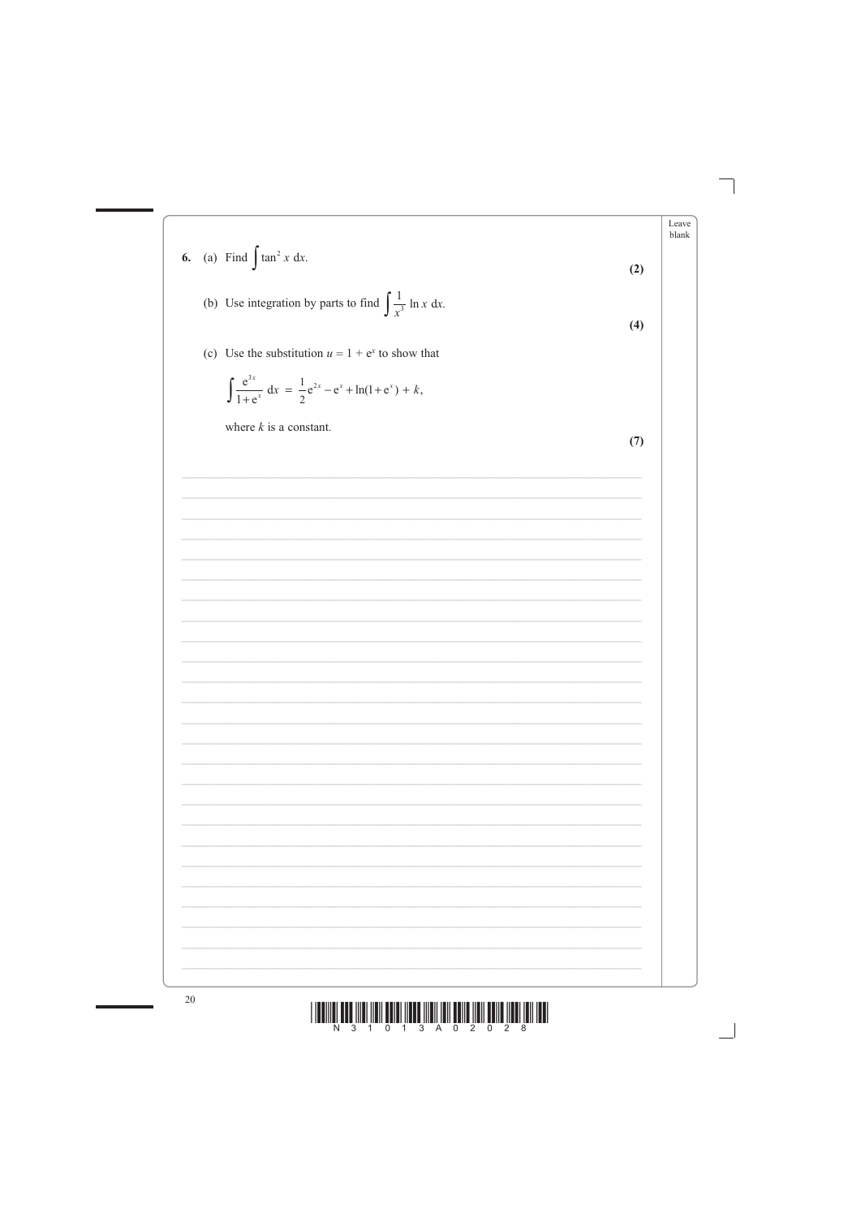**6.** (a) Find $\int \tan^2 x \, dx$.

**(2)**

(b) Use integration by parts to find $\int \frac{1}{x^3} \ln x \, dx$.

**(4)**

(c) Use the substitution $u = 1 + e^x$ to show that

$$\int \frac{e^{3x}}{1+e^x} \, dx = \frac{1}{2}e^{2x} - e^x + \ln(1+e^x) + k,$$

where $k$ is a constant.

**(7)**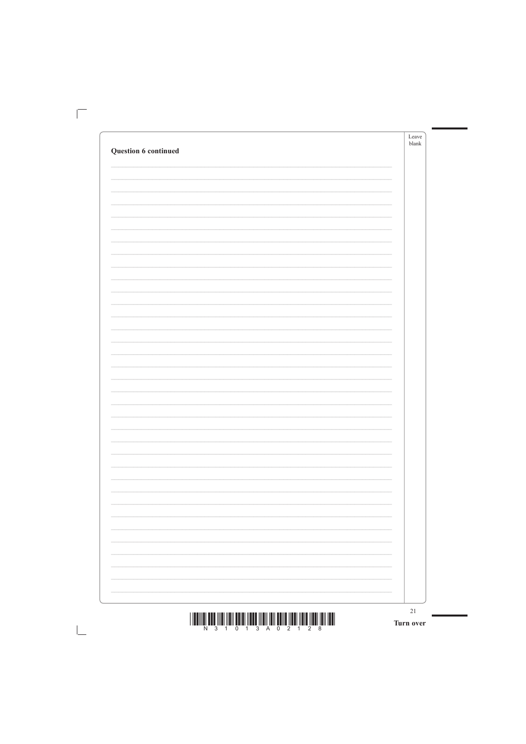**Question 6 continued**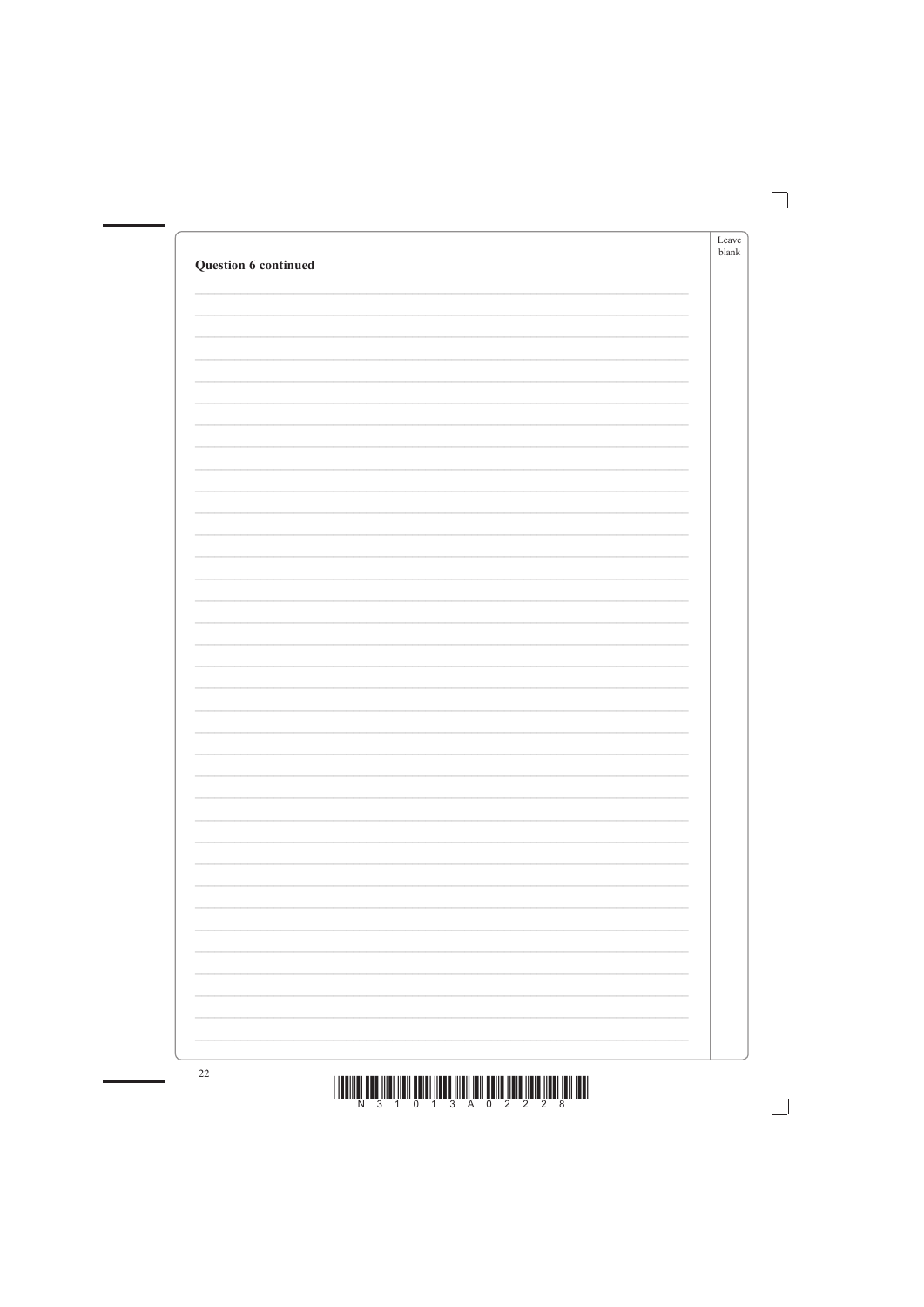**Question 6 continued**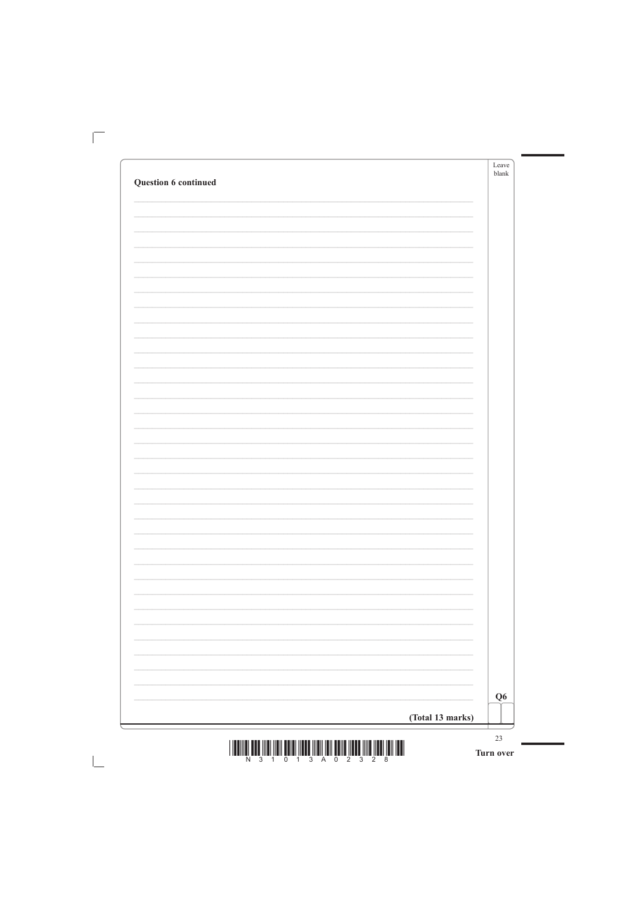**Question 6 continued**

**(Total 13 marks)**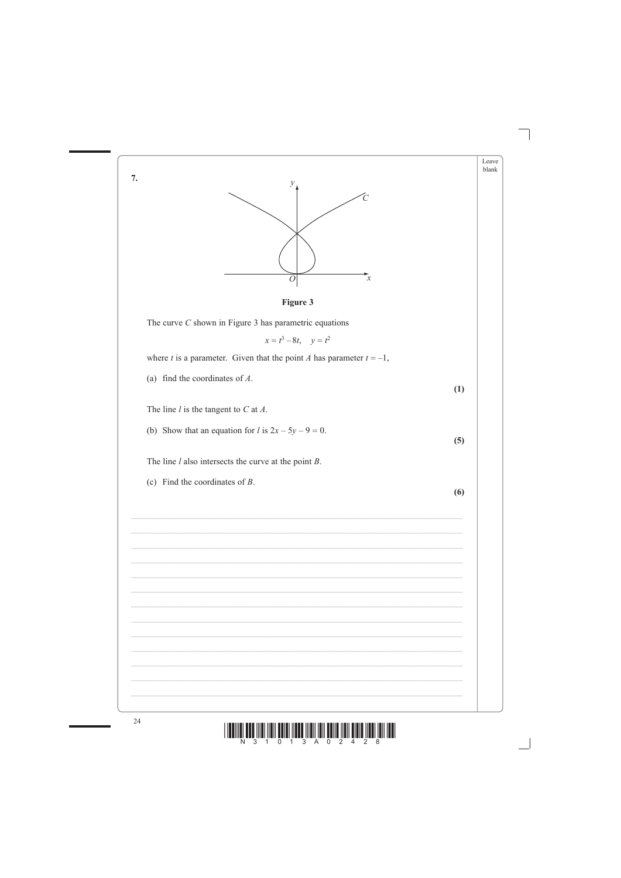**7.**

Figure 3

The curve $C$ shown in Figure 3 has parametric equations

$$x = t^3 - 8t, \quad y = t^2$$

where $t$ is a parameter. Given that the point $A$ has parameter $t = -1$,

(a) find the coordinates of $A$.

**(1)**

The line $l$ is the tangent to $C$ at $A$.

(b) Show that an equation for $l$ is $2x - 5y - 9 = 0$.

**(5)**

The line $l$ also intersects the curve at the point $B$.

(c) Find the coordinates of $B$.

**(6)**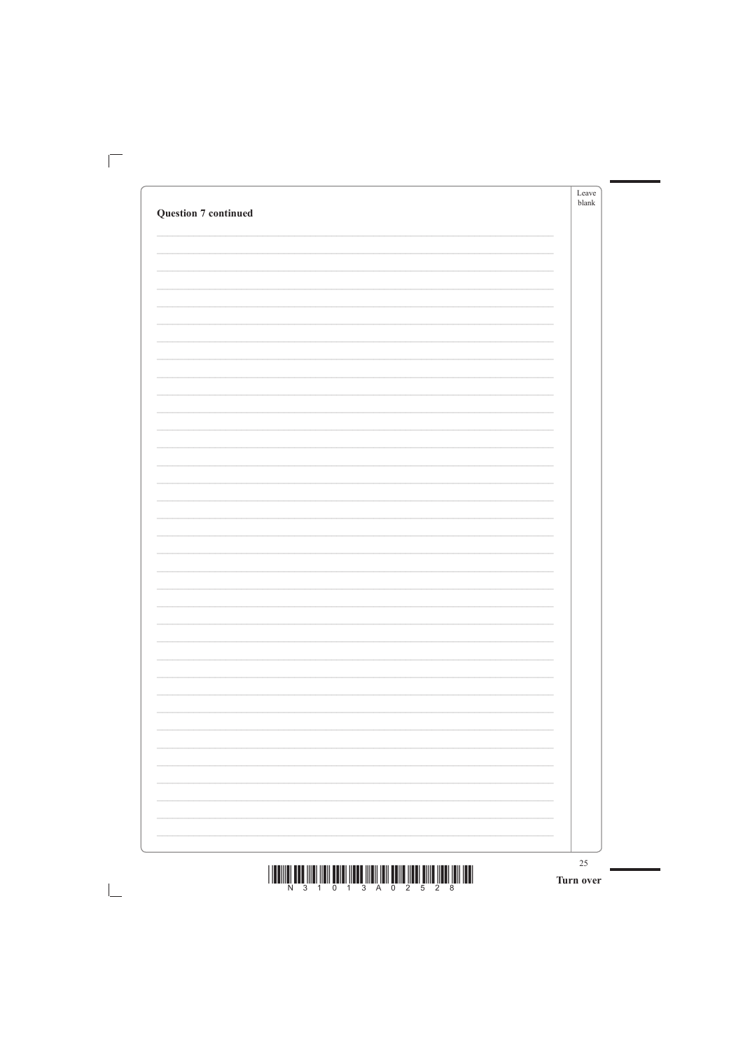**Question 7 continued**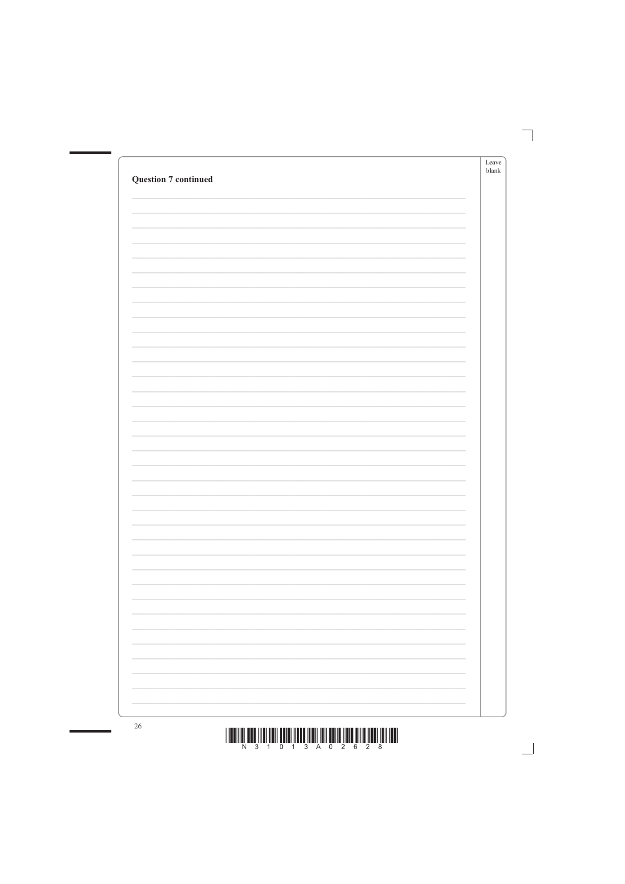**Question 7 continued**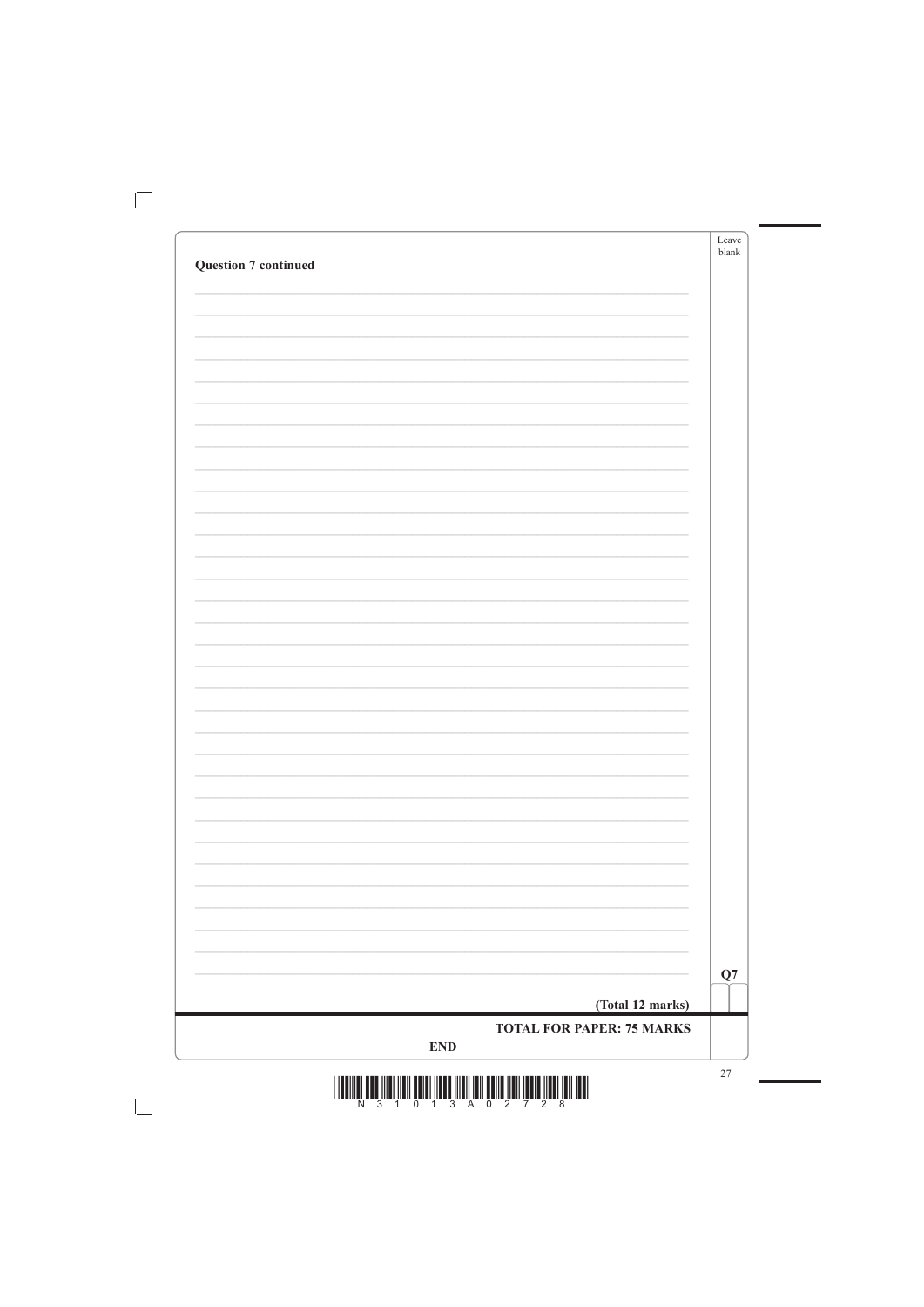**Question 7 continued**

**(Total 12 marks)**

**TOTAL FOR PAPER: 75 MARKS**

**END**